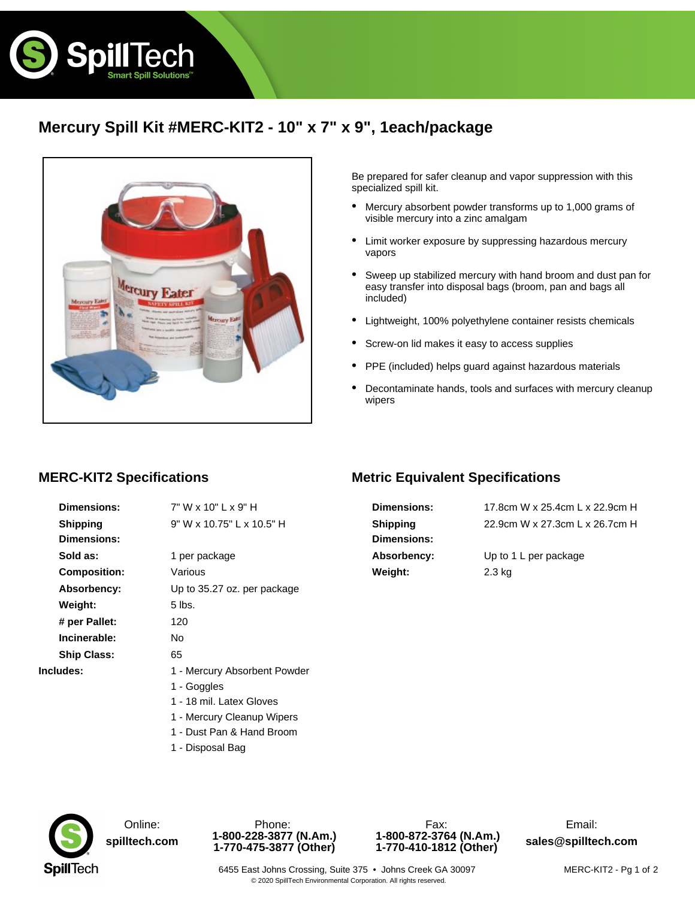# Mercury Spill Kit #MERC-KIT2 - 10" x 7" x 9", 1each/package

Be prepared for safer cleanup and vapor suppression with this specialized spill kit.

- Mercury absorbent powder transforms up to 1,000 grams of visible mercury into a zinc amalgam
- Limit worker exposure by suppressing hazardous mercury vapors
- Sweep up stabilized mercury with hand broom and dust pan for easy transfer into disposal bags (broom, pan and bags all included)
- Lightweight, 100% polyethylene container resists chemicals
- Screw-on lid makes it easy to access supplies
- PPE (included) helps guard against hazardous materials
- Decontaminate hands, tools and surfaces with mercury cleanup wipers

## MERC-KIT2 Specifications

| | |
|---|---|
| **Dimensions:** | 7" W x 10" L x 9" H |
| **Shipping Dimensions:** | 9" W x 10.75" L x 10.5" H |
| **Sold as:** | 1 per package |
| **Composition:** | Various |
| **Absorbency:** | Up to 35.27 oz. per package |
| **Weight:** | 5 lbs. |
| **# per Pallet:** | 120 |
| **Incinerable:** | No |
| **Ship Class:** | 65 |

**Includes:**
- 1 - Mercury Absorbent Powder
- 1 - Goggles
- 1 - 18 mil. Latex Gloves
- 1 - Mercury Cleanup Wipers
- 1 - Dust Pan & Hand Broom
- 1 - Disposal Bag

## Metric Equivalent Specifications

| | |
|---|---|
| **Dimensions:** | 17.8cm W x 25.4cm L x 22.9cm H |
| **Shipping Dimensions:** | 22.9cm W x 27.3cm L x 26.7cm H |
| **Absorbency:** | Up to 1 L per package |
| **Weight:** | 2.3 kg |

Online: **spilltech.com**

Phone: **1-800-228-3877 (N.Am.)** **1-770-475-3877 (Other)**

Fax: **1-800-872-3764 (N.Am.)** **1-770-410-1812 (Other)**

Email: **sales@spilltech.com**

6455 East Johns Crossing, Suite 375 • Johns Creek GA 30097

© 2020 SpillTech Environmental Corporation. All rights reserved.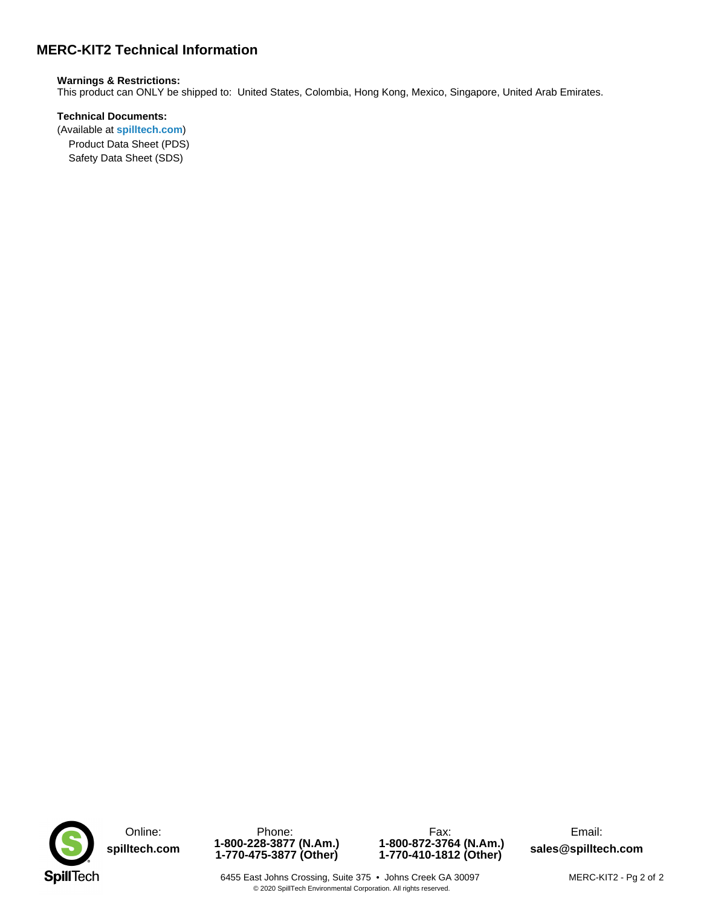## MERC-KIT2 Technical Information

**Warnings & Restrictions:**
This product can ONLY be shipped to: United States, Colombia, Hong Kong, Mexico, Singapore, United Arab Emirates.

**Technical Documents:**
(Available at **spilltech.com**)

- Product Data Sheet (PDS)
- Safety Data Sheet (SDS)

Online: **spilltech.com**

Phone: **1-800-228-3877 (N.Am.)** **1-770-475-3877 (Other)**

Fax: **1-800-872-3764 (N.Am.)** **1-770-410-1812 (Other)**

Email: **sales@spilltech.com**

6455 East Johns Crossing, Suite 375 • Johns Creek GA 30097

© 2020 SpillTech Environmental Corporation. All rights reserved.